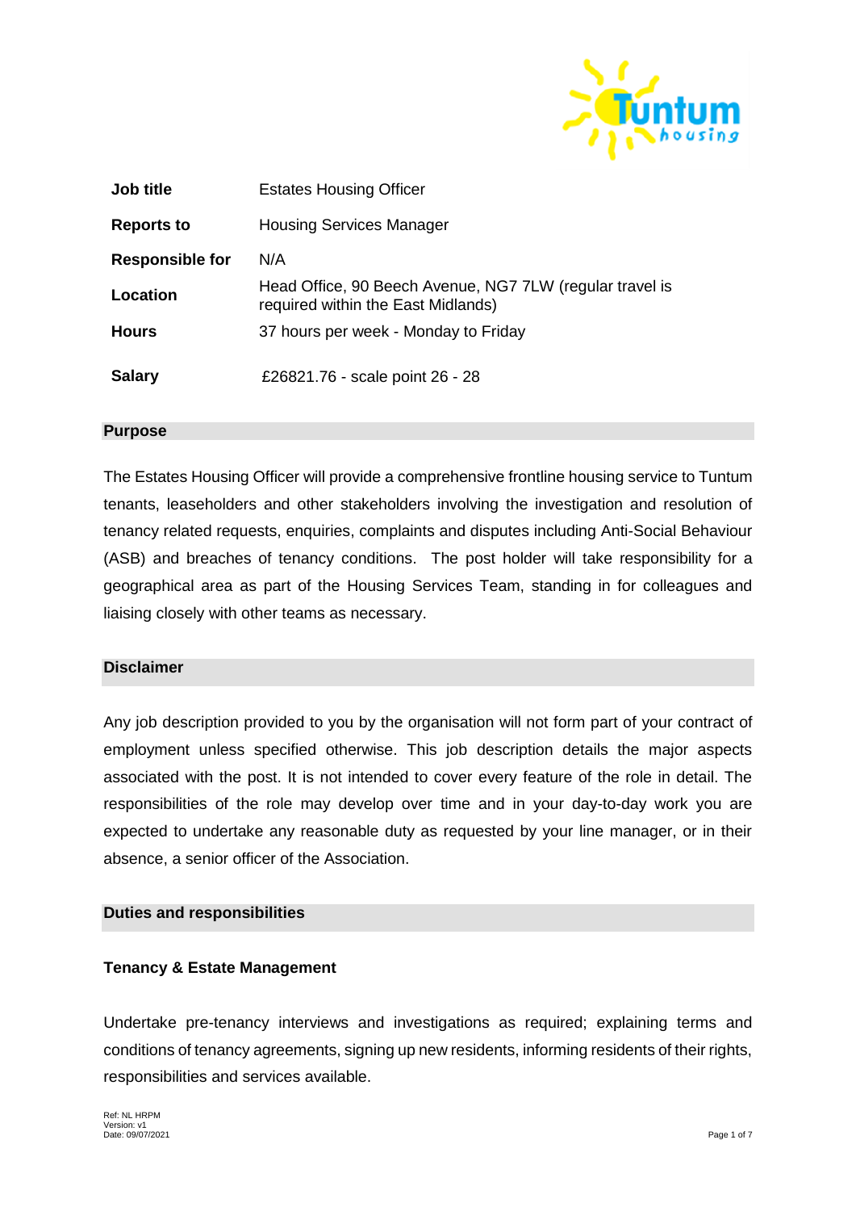| Job title | Estates Housing Officer |
|---|---|
| Reports to | Housing Services Manager |
| Responsible for | N/A |
| Location | Head Office, 90 Beech Avenue, NG7 7LW (regular travel is required within the East Midlands) |
| Hours | 37 hours per week - Monday to Friday |
| Salary | £26821.76 - scale point 26 - 28 |

## Purpose

The Estates Housing Officer will provide a comprehensive frontline housing service to Tuntum tenants, leaseholders and other stakeholders involving the investigation and resolution of tenancy related requests, enquiries, complaints and disputes including Anti-Social Behaviour (ASB) and breaches of tenancy conditions. The post holder will take responsibility for a geographical area as part of the Housing Services Team, standing in for colleagues and liaising closely with other teams as necessary.

## Disclaimer

Any job description provided to you by the organisation will not form part of your contract of employment unless specified otherwise. This job description details the major aspects associated with the post. It is not intended to cover every feature of the role in detail. The responsibilities of the role may develop over time and in your day-to-day work you are expected to undertake any reasonable duty as requested by your line manager, or in their absence, a senior officer of the Association.

## Duties and responsibilities

### Tenancy & Estate Management

Undertake pre-tenancy interviews and investigations as required; explaining terms and conditions of tenancy agreements, signing up new residents, informing residents of their rights, responsibilities and services available.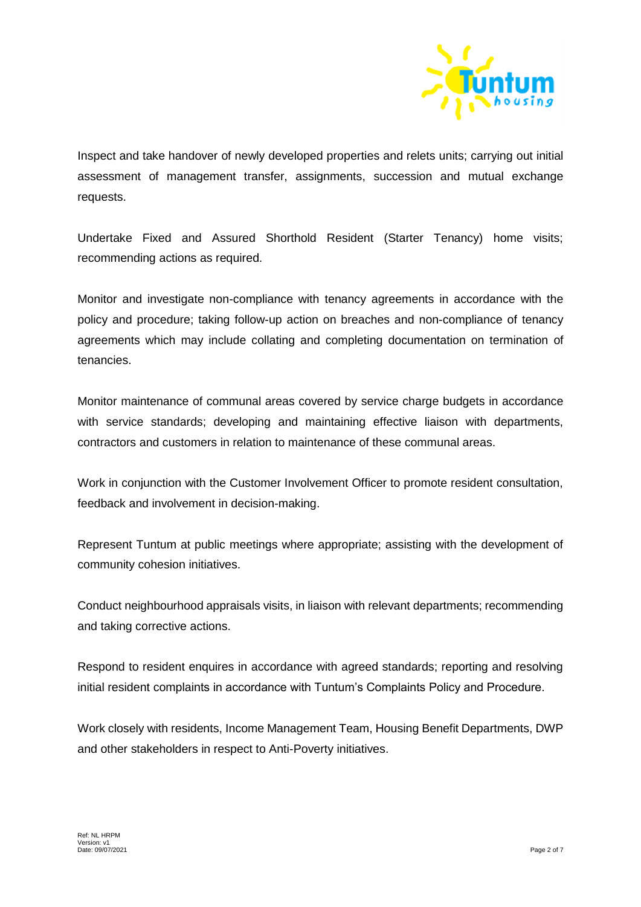Inspect and take handover of newly developed properties and relets units; carrying out initial assessment of management transfer, assignments, succession and mutual exchange requests.

Undertake Fixed and Assured Shorthold Resident (Starter Tenancy) home visits; recommending actions as required.

Monitor and investigate non-compliance with tenancy agreements in accordance with the policy and procedure; taking follow-up action on breaches and non-compliance of tenancy agreements which may include collating and completing documentation on termination of tenancies.

Monitor maintenance of communal areas covered by service charge budgets in accordance with service standards; developing and maintaining effective liaison with departments, contractors and customers in relation to maintenance of these communal areas.

Work in conjunction with the Customer Involvement Officer to promote resident consultation, feedback and involvement in decision-making.

Represent Tuntum at public meetings where appropriate; assisting with the development of community cohesion initiatives.

Conduct neighbourhood appraisals visits, in liaison with relevant departments; recommending and taking corrective actions.

Respond to resident enquires in accordance with agreed standards; reporting and resolving initial resident complaints in accordance with Tuntum's Complaints Policy and Procedure.

Work closely with residents, Income Management Team, Housing Benefit Departments, DWP and other stakeholders in respect to Anti-Poverty initiatives.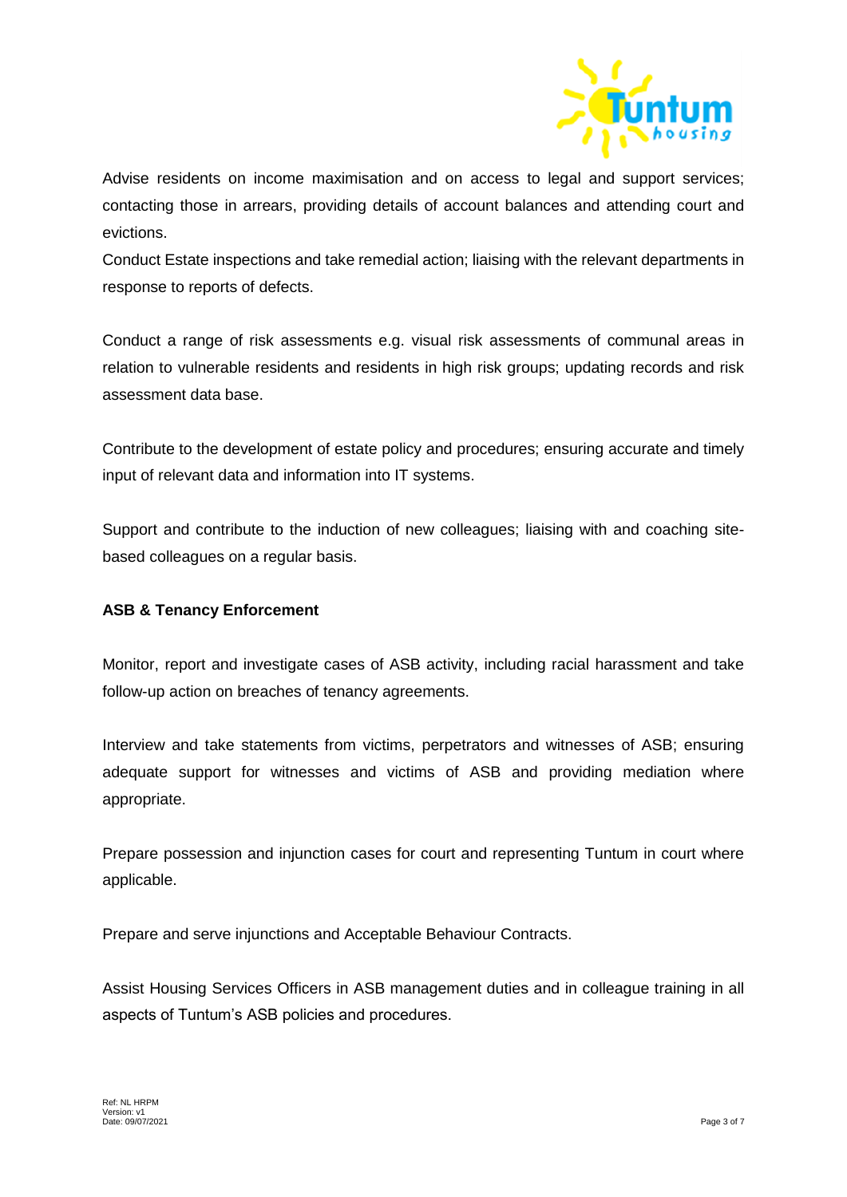Advise residents on income maximisation and on access to legal and support services; contacting those in arrears, providing details of account balances and attending court and evictions.

Conduct Estate inspections and take remedial action; liaising with the relevant departments in response to reports of defects.

Conduct a range of risk assessments e.g. visual risk assessments of communal areas in relation to vulnerable residents and residents in high risk groups; updating records and risk assessment data base.

Contribute to the development of estate policy and procedures; ensuring accurate and timely input of relevant data and information into IT systems.

Support and contribute to the induction of new colleagues; liaising with and coaching site-based colleagues on a regular basis.

**ASB & Tenancy Enforcement**

Monitor, report and investigate cases of ASB activity, including racial harassment and take follow-up action on breaches of tenancy agreements.

Interview and take statements from victims, perpetrators and witnesses of ASB; ensuring adequate support for witnesses and victims of ASB and providing mediation where appropriate.

Prepare possession and injunction cases for court and representing Tuntum in court where applicable.

Prepare and serve injunctions and Acceptable Behaviour Contracts.

Assist Housing Services Officers in ASB management duties and in colleague training in all aspects of Tuntum's ASB policies and procedures.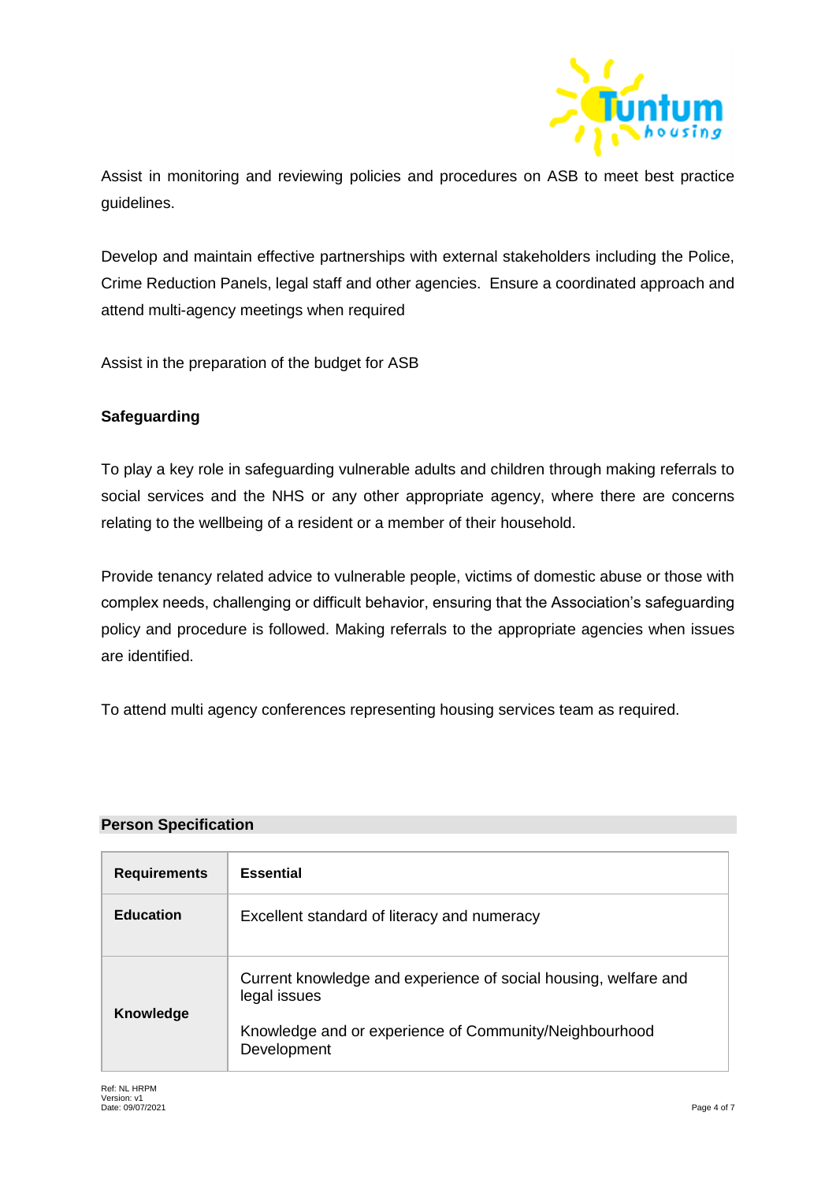Assist in monitoring and reviewing policies and procedures on ASB to meet best practice guidelines.

Develop and maintain effective partnerships with external stakeholders including the Police, Crime Reduction Panels, legal staff and other agencies. Ensure a coordinated approach and attend multi-agency meetings when required

Assist in the preparation of the budget for ASB

**Safeguarding**

To play a key role in safeguarding vulnerable adults and children through making referrals to social services and the NHS or any other appropriate agency, where there are concerns relating to the wellbeing of a resident or a member of their household.

Provide tenancy related advice to vulnerable people, victims of domestic abuse or those with complex needs, challenging or difficult behavior, ensuring that the Association's safeguarding policy and procedure is followed. Making referrals to the appropriate agencies when issues are identified.

To attend multi agency conferences representing housing services team as required.

## Person Specification

| Requirements | Essential |
|---|---|
| **Education** | Excellent standard of literacy and numeracy |
| **Knowledge** | Current knowledge and experience of social housing, welfare and legal issues<br><br>Knowledge and or experience of Community/Neighbourhood Development |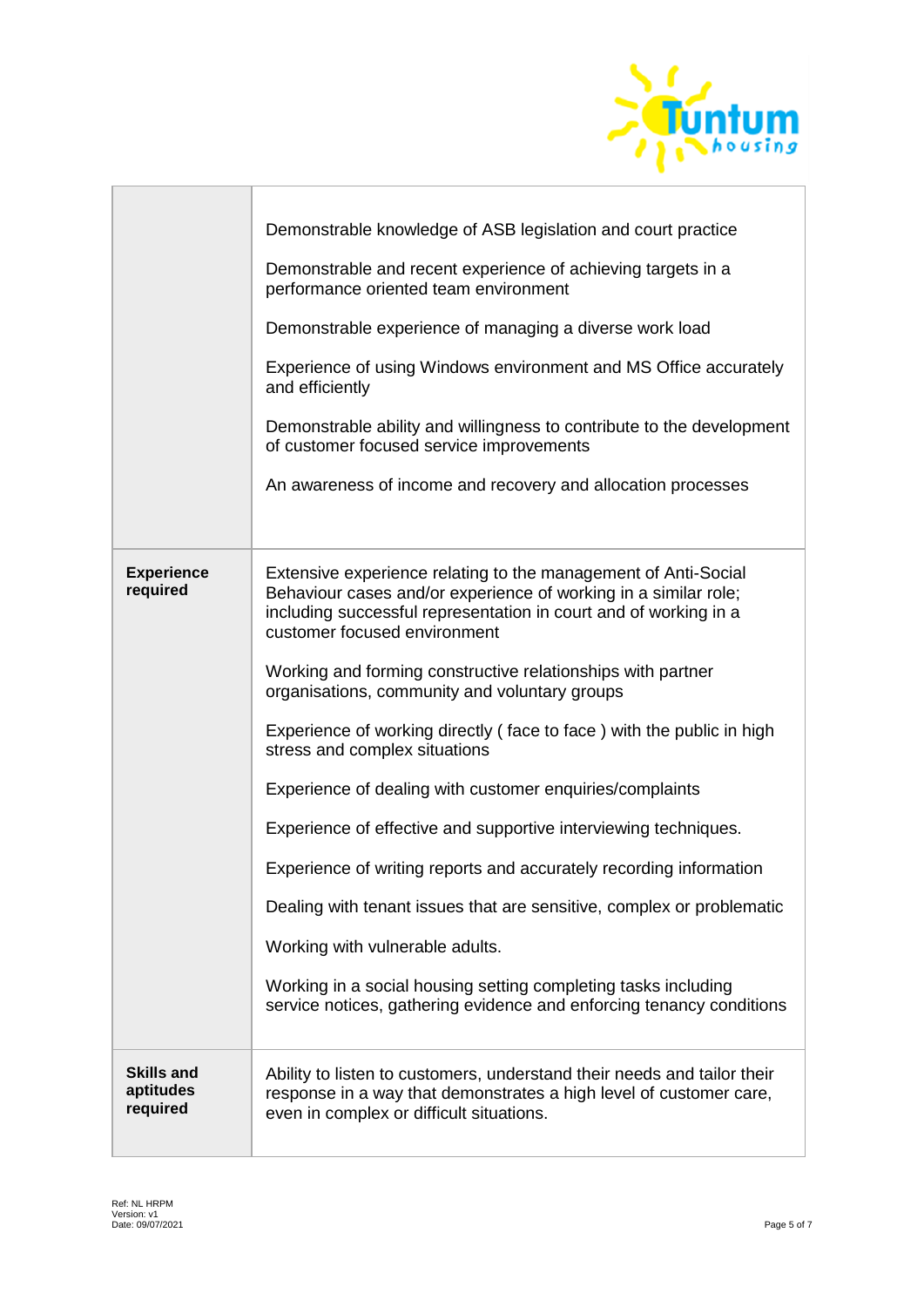| | |
|---|---|
| | Demonstrable knowledge of ASB legislation and court practice<br><br>Demonstrable and recent experience of achieving targets in a performance oriented team environment<br><br>Demonstrable experience of managing a diverse work load<br><br>Experience of using Windows environment and MS Office accurately and efficiently<br><br>Demonstrable ability and willingness to contribute to the development of customer focused service improvements<br><br>An awareness of income and recovery and allocation processes |
| **Experience required** | Extensive experience relating to the management of Anti-Social Behaviour cases and/or experience of working in a similar role; including successful representation in court and of working in a customer focused environment<br><br>Working and forming constructive relationships with partner organisations, community and voluntary groups<br><br>Experience of working directly ( face to face ) with the public in high stress and complex situations<br><br>Experience of dealing with customer enquiries/complaints<br><br>Experience of effective and supportive interviewing techniques.<br><br>Experience of writing reports and accurately recording information<br><br>Dealing with tenant issues that are sensitive, complex or problematic<br><br>Working with vulnerable adults.<br><br>Working in a social housing setting completing tasks including service notices, gathering evidence and enforcing tenancy conditions |
| **Skills and aptitudes required** | Ability to listen to customers, understand their needs and tailor their response in a way that demonstrates a high level of customer care, even in complex or difficult situations. |

Ref: NL HRPM
Version: v1
Date: 09/07/2021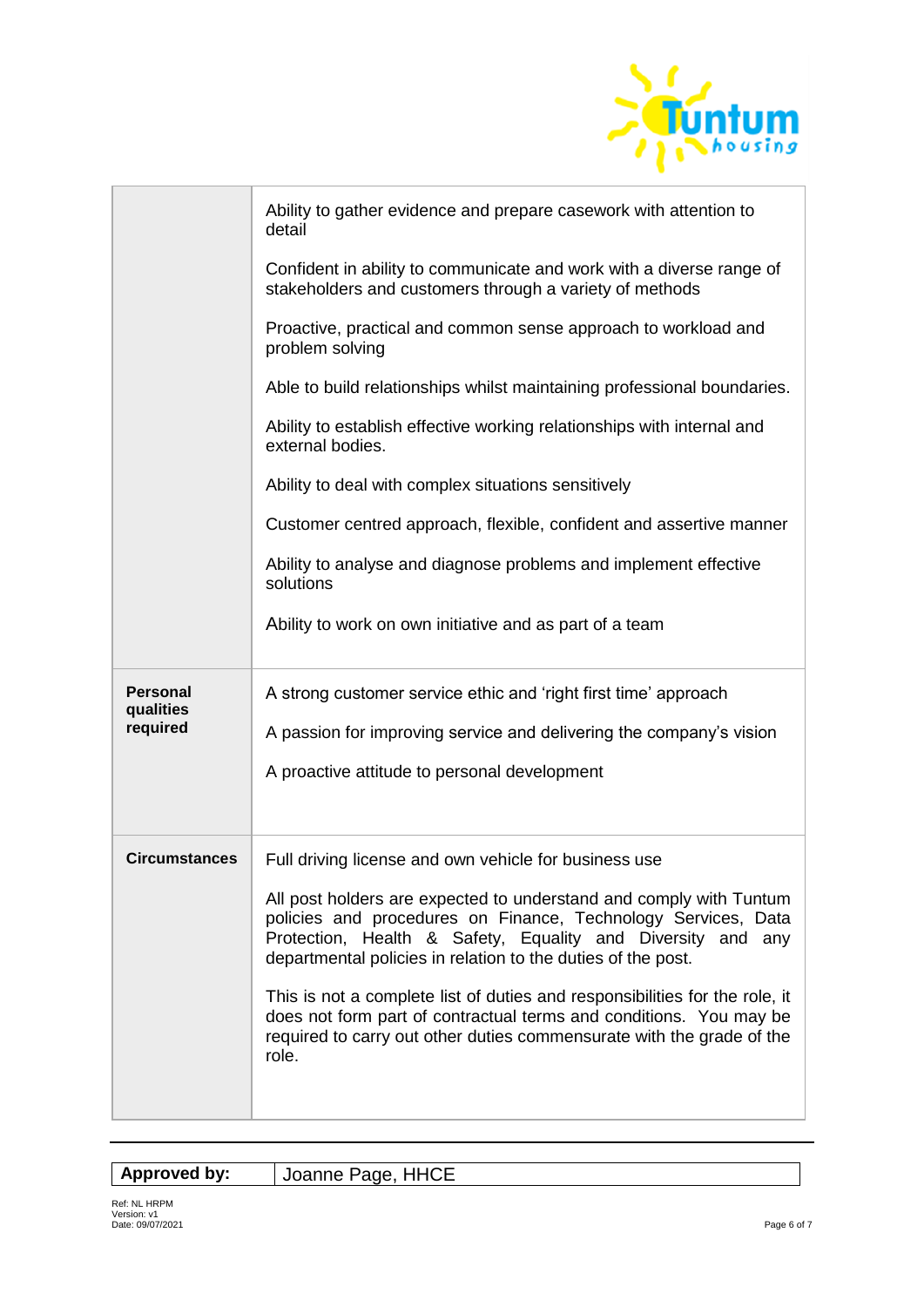| | |
|---|---|
| | Ability to gather evidence and prepare casework with attention to detail<br><br>Confident in ability to communicate and work with a diverse range of stakeholders and customers through a variety of methods<br><br>Proactive, practical and common sense approach to workload and problem solving<br><br>Able to build relationships whilst maintaining professional boundaries.<br><br>Ability to establish effective working relationships with internal and external bodies.<br><br>Ability to deal with complex situations sensitively<br><br>Customer centred approach, flexible, confident and assertive manner<br><br>Ability to analyse and diagnose problems and implement effective solutions<br><br>Ability to work on own initiative and as part of a team |
| **Personal qualities required** | A strong customer service ethic and 'right first time' approach<br><br>A passion for improving service and delivering the company's vision<br><br>A proactive attitude to personal development |
| **Circumstances** | Full driving license and own vehicle for business use<br><br>All post holders are expected to understand and comply with Tuntum policies and procedures on Finance, Technology Services, Data Protection, Health & Safety, Equality and Diversity and any departmental policies in relation to the duties of the post.<br><br>This is not a complete list of duties and responsibilities for the role, it does not form part of contractual terms and conditions. You may be required to carry out other duties commensurate with the grade of the role. |

| **Approved by:** | Joanne Page, HHCE |
|---|---|

Ref: NL HRPM
Version: v1
Date: 09/07/2021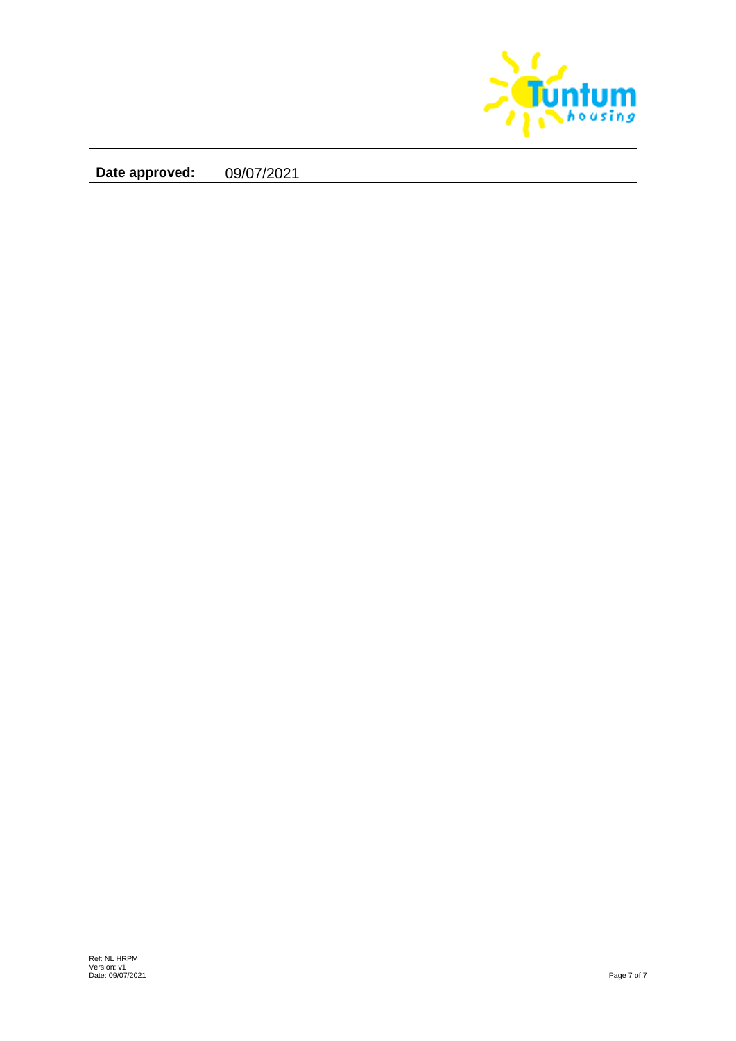| | |
|---|---|
| Date approved: | 09/07/2021 |